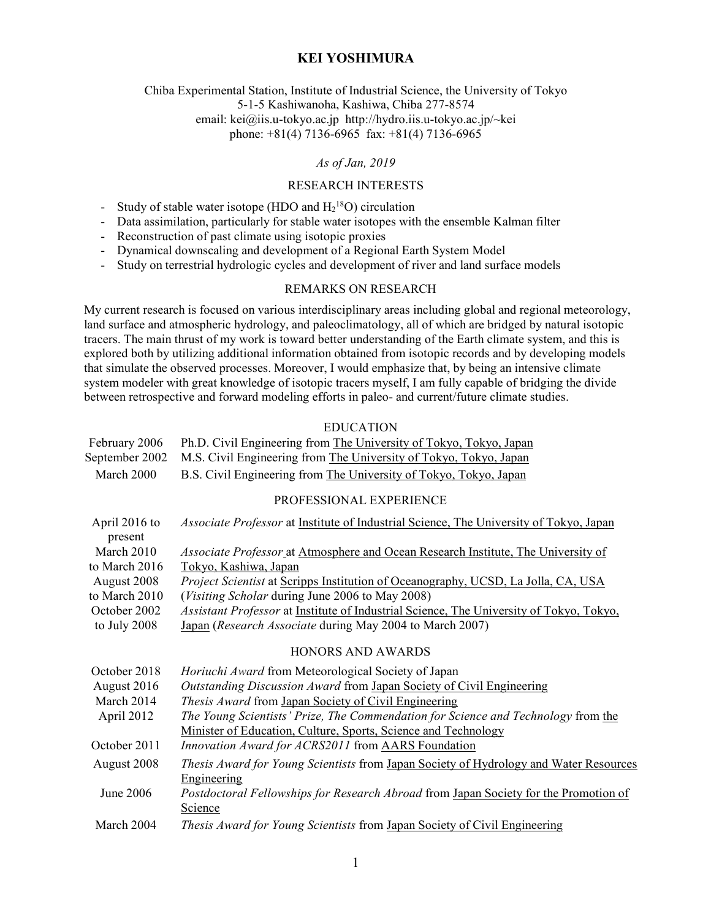# KEI YOSHIMURA

Chiba Experimental Station, Institute of Industrial Science, the University of Tokyo
5-1-5 Kashiwanoha, Kashiwa, Chiba 277-8574
email: kei@iis.u-tokyo.ac.jp http://hydro.iis.u-tokyo.ac.jp/~kei
phone: +81(4) 7136-6965 fax: +81(4) 7136-6965

*As of Jan, 2019*

## RESEARCH INTERESTS

- Study of stable water isotope (HDO and $H_2^{18}O$) circulation
- Data assimilation, particularly for stable water isotopes with the ensemble Kalman filter
- Reconstruction of past climate using isotopic proxies
- Dynamical downscaling and development of a Regional Earth System Model
- Study on terrestrial hydrologic cycles and development of river and land surface models

## REMARKS ON RESEARCH

My current research is focused on various interdisciplinary areas including global and regional meteorology, land surface and atmospheric hydrology, and paleoclimatology, all of which are bridged by natural isotopic tracers. The main thrust of my work is toward better understanding of the Earth climate system, and this is explored both by utilizing additional information obtained from isotopic records and by developing models that simulate the observed processes. Moreover, I would emphasize that, by being an intensive climate system modeler with great knowledge of isotopic tracers myself, I am fully capable of bridging the divide between retrospective and forward modeling efforts in paleo- and current/future climate studies.

## EDUCATION

| | |
|---|---|
| February 2006 | Ph.D. Civil Engineering from The University of Tokyo, Tokyo, Japan |
| September 2002 | M.S. Civil Engineering from The University of Tokyo, Tokyo, Japan |
| March 2000 | B.S. Civil Engineering from The University of Tokyo, Tokyo, Japan |

## PROFESSIONAL EXPERIENCE

| | |
|---|---|
| April 2016 to present | *Associate Professor* at Institute of Industrial Science, The University of Tokyo, Japan |
| March 2010 to March 2016 | *Associate Professor* at Atmosphere and Ocean Research Institute, The University of Tokyo, Kashiwa, Japan |
| August 2008 to March 2010 | *Project Scientist* at Scripps Institution of Oceanography, UCSD, La Jolla, CA, USA (*Visiting Scholar* during June 2006 to May 2008) |
| October 2002 to July 2008 | *Assistant Professor* at Institute of Industrial Science, The University of Tokyo, Tokyo, Japan (*Research Associate* during May 2004 to March 2007) |

## HONORS AND AWARDS

| | |
|---|---|
| October 2018 | *Horiuchi Award* from Meteorological Society of Japan |
| August 2016 | *Outstanding Discussion Award* from Japan Society of Civil Engineering |
| March 2014 | *Thesis Award* from Japan Society of Civil Engineering |
| April 2012 | *The Young Scientists' Prize, The Commendation for Science and Technology* from the Minister of Education, Culture, Sports, Science and Technology |
| October 2011 | *Innovation Award for ACRS2011* from AARS Foundation |
| August 2008 | *Thesis Award for Young Scientists* from Japan Society of Hydrology and Water Resources Engineering |
| June 2006 | *Postdoctoral Fellowships for Research Abroad* from Japan Society for the Promotion of Science |
| March 2004 | *Thesis Award for Young Scientists* from Japan Society of Civil Engineering |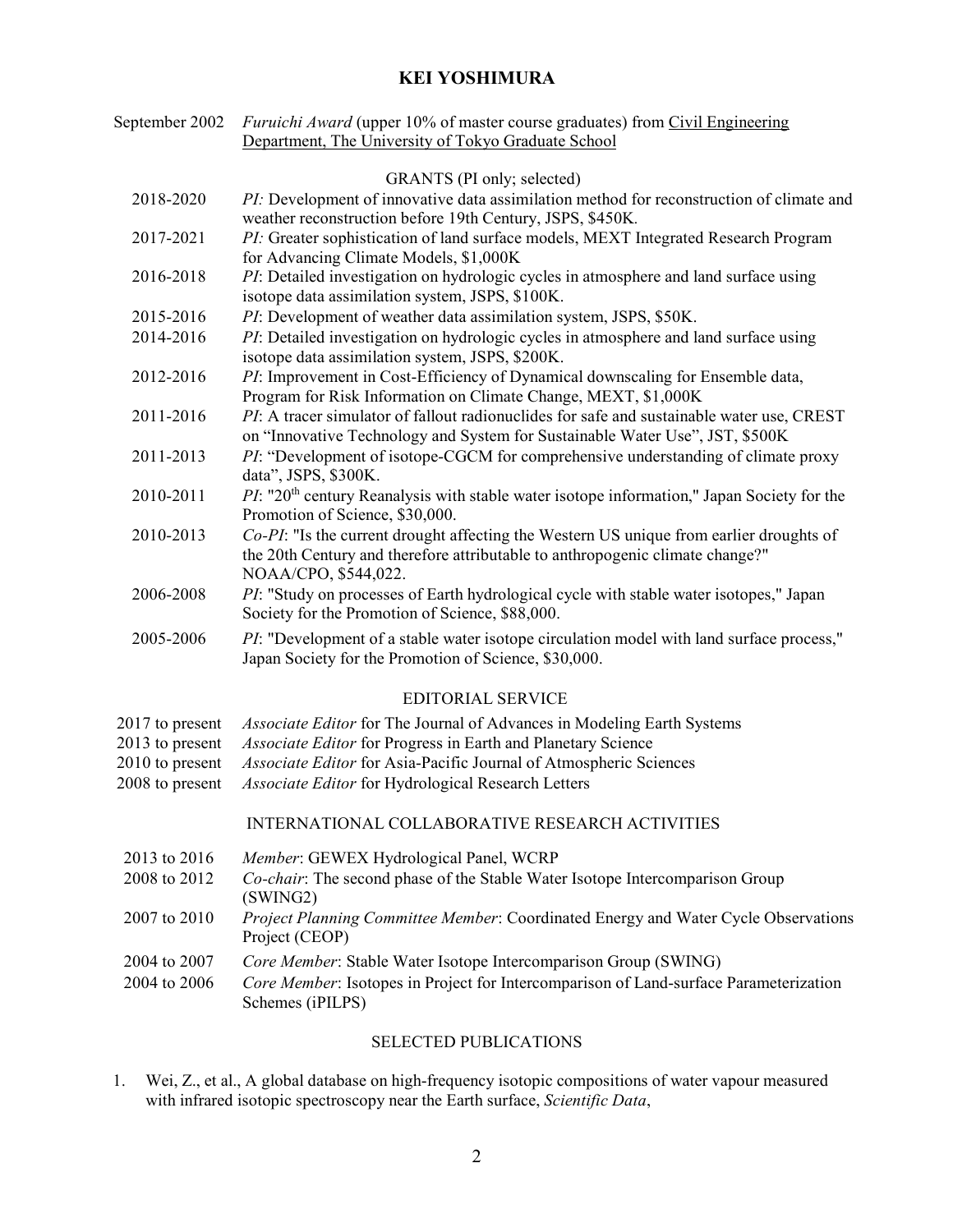# KEI YOSHIMURA

September 2002 *Furuichi Award* (upper 10% of master course graduates) from Civil Engineering Department, The University of Tokyo Graduate School

## GRANTS (PI only; selected)

- 2018-2020 *PI:* Development of innovative data assimilation method for reconstruction of climate and weather reconstruction before 19th Century, JSPS, $450K.
- 2017-2021 *PI:* Greater sophistication of land surface models, MEXT Integrated Research Program for Advancing Climate Models, $1,000K
- 2016-2018 *PI*: Detailed investigation on hydrologic cycles in atmosphere and land surface using isotope data assimilation system, JSPS, $100K.
- 2015-2016 *PI*: Development of weather data assimilation system, JSPS, $50K.
- 2014-2016 *PI*: Detailed investigation on hydrologic cycles in atmosphere and land surface using isotope data assimilation system, JSPS, $200K.
- 2012-2016 *PI*: Improvement in Cost-Efficiency of Dynamical downscaling for Ensemble data, Program for Risk Information on Climate Change, MEXT, $1,000K
- 2011-2016 *PI*: A tracer simulator of fallout radionuclides for safe and sustainable water use, CREST on "Innovative Technology and System for Sustainable Water Use", JST, $500K
- 2011-2013 *PI*: "Development of isotope-CGCM for comprehensive understanding of climate proxy data", JSPS, $300K.
- 2010-2011 *PI*: "20th century Reanalysis with stable water isotope information," Japan Society for the Promotion of Science, $30,000.
- 2010-2013 *Co-PI*: "Is the current drought affecting the Western US unique from earlier droughts of the 20th Century and therefore attributable to anthropogenic climate change?" NOAA/CPO, $544,022.
- 2006-2008 *PI*: "Study on processes of Earth hydrological cycle with stable water isotopes," Japan Society for the Promotion of Science, $88,000.
- 2005-2006 *PI*: "Development of a stable water isotope circulation model with land surface process," Japan Society for the Promotion of Science, $30,000.

## EDITORIAL SERVICE

- 2017 to present *Associate Editor* for The Journal of Advances in Modeling Earth Systems
- 2013 to present *Associate Editor* for Progress in Earth and Planetary Science
- 2010 to present *Associate Editor* for Asia-Pacific Journal of Atmospheric Sciences
- 2008 to present *Associate Editor* for Hydrological Research Letters

## INTERNATIONAL COLLABORATIVE RESEARCH ACTIVITIES

- 2013 to 2016 *Member*: GEWEX Hydrological Panel, WCRP
- 2008 to 2012 *Co-chair*: The second phase of the Stable Water Isotope Intercomparison Group (SWING2)
- 2007 to 2010 *Project Planning Committee Member*: Coordinated Energy and Water Cycle Observations Project (CEOP)
- 2004 to 2007 *Core Member*: Stable Water Isotope Intercomparison Group (SWING)
- 2004 to 2006 *Core Member*: Isotopes in Project for Intercomparison of Land-surface Parameterization Schemes (iPILPS)

## SELECTED PUBLICATIONS

1. Wei, Z., et al., A global database on high-frequency isotopic compositions of water vapour measured with infrared isotopic spectroscopy near the Earth surface, *Scientific Data*,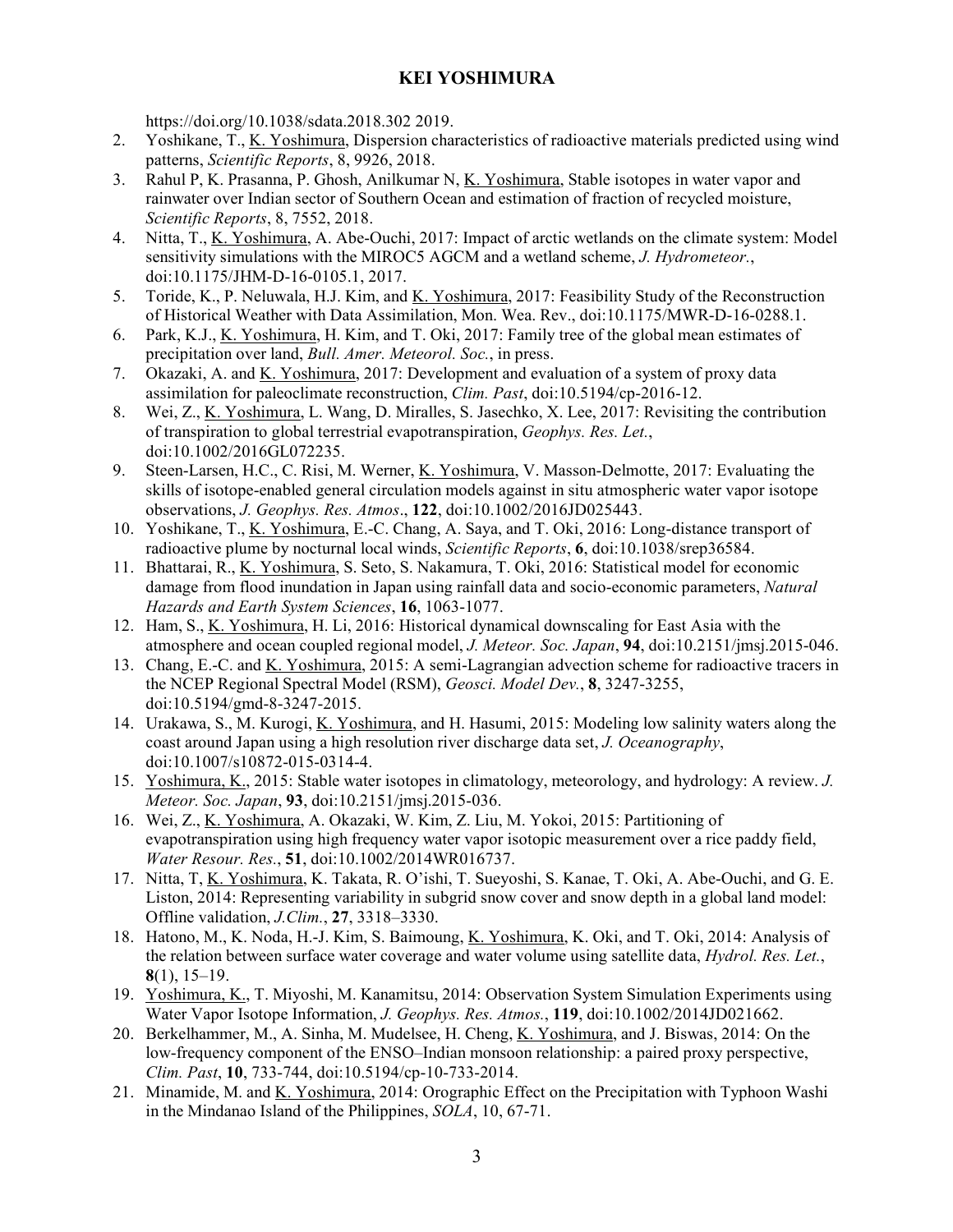https://doi.org/10.1038/sdata.2018.302 2019.

2. Yoshikane, T., K. Yoshimura, Dispersion characteristics of radioactive materials predicted using wind patterns, *Scientific Reports*, 8, 9926, 2018.
3. Rahul P, K. Prasanna, P. Ghosh, Anilkumar N, K. Yoshimura, Stable isotopes in water vapor and rainwater over Indian sector of Southern Ocean and estimation of fraction of recycled moisture, *Scientific Reports*, 8, 7552, 2018.
4. Nitta, T., K. Yoshimura, A. Abe-Ouchi, 2017: Impact of arctic wetlands on the climate system: Model sensitivity simulations with the MIROC5 AGCM and a wetland scheme, *J. Hydrometeor.*, doi:10.1175/JHM-D-16-0105.1, 2017.
5. Toride, K., P. Neluwala, H.J. Kim, and K. Yoshimura, 2017: Feasibility Study of the Reconstruction of Historical Weather with Data Assimilation, Mon. Wea. Rev., doi:10.1175/MWR-D-16-0288.1.
6. Park, K.J., K. Yoshimura, H. Kim, and T. Oki, 2017: Family tree of the global mean estimates of precipitation over land, *Bull. Amer. Meteorol. Soc.*, in press.
7. Okazaki, A. and K. Yoshimura, 2017: Development and evaluation of a system of proxy data assimilation for paleoclimate reconstruction, *Clim. Past*, doi:10.5194/cp-2016-12.
8. Wei, Z., K. Yoshimura, L. Wang, D. Miralles, S. Jasechko, X. Lee, 2017: Revisiting the contribution of transpiration to global terrestrial evapotranspiration, *Geophys. Res. Let.*, doi:10.1002/2016GL072235.
9. Steen-Larsen, H.C., C. Risi, M. Werner, K. Yoshimura, V. Masson-Delmotte, 2017: Evaluating the skills of isotope-enabled general circulation models against in situ atmospheric water vapor isotope observations, *J. Geophys. Res. Atmos*., **122**, doi:10.1002/2016JD025443.
10. Yoshikane, T., K. Yoshimura, E.-C. Chang, A. Saya, and T. Oki, 2016: Long-distance transport of radioactive plume by nocturnal local winds, *Scientific Reports*, **6**, doi:10.1038/srep36584.
11. Bhattarai, R., K. Yoshimura, S. Seto, S. Nakamura, T. Oki, 2016: Statistical model for economic damage from flood inundation in Japan using rainfall data and socio-economic parameters, *Natural Hazards and Earth System Sciences*, **16**, 1063-1077.
12. Ham, S., K. Yoshimura, H. Li, 2016: Historical dynamical downscaling for East Asia with the atmosphere and ocean coupled regional model, *J. Meteor. Soc. Japan*, **94**, doi:10.2151/jmsj.2015-046.
13. Chang, E.-C. and K. Yoshimura, 2015: A semi-Lagrangian advection scheme for radioactive tracers in the NCEP Regional Spectral Model (RSM), *Geosci. Model Dev.*, **8**, 3247-3255, doi:10.5194/gmd-8-3247-2015.
14. Urakawa, S., M. Kurogi, K. Yoshimura, and H. Hasumi, 2015: Modeling low salinity waters along the coast around Japan using a high resolution river discharge data set, *J. Oceanography*, doi:10.1007/s10872-015-0314-4.
15. Yoshimura, K., 2015: Stable water isotopes in climatology, meteorology, and hydrology: A review. *J. Meteor. Soc. Japan*, **93**, doi:10.2151/jmsj.2015-036.
16. Wei, Z., K. Yoshimura, A. Okazaki, W. Kim, Z. Liu, M. Yokoi, 2015: Partitioning of evapotranspiration using high frequency water vapor isotopic measurement over a rice paddy field, *Water Resour. Res.*, **51**, doi:10.1002/2014WR016737.
17. Nitta, T, K. Yoshimura, K. Takata, R. O'ishi, T. Sueyoshi, S. Kanae, T. Oki, A. Abe-Ouchi, and G. E. Liston, 2014: Representing variability in subgrid snow cover and snow depth in a global land model: Offline validation, *J.Clim.*, **27**, 3318–3330.
18. Hatono, M., K. Noda, H.-J. Kim, S. Baimoung, K. Yoshimura, K. Oki, and T. Oki, 2014: Analysis of the relation between surface water coverage and water volume using satellite data, *Hydrol. Res. Let.*, **8**(1), 15–19.
19. Yoshimura, K., T. Miyoshi, M. Kanamitsu, 2014: Observation System Simulation Experiments using Water Vapor Isotope Information, *J. Geophys. Res. Atmos.*, **119**, doi:10.1002/2014JD021662.
20. Berkelhammer, M., A. Sinha, M. Mudelsee, H. Cheng, K. Yoshimura, and J. Biswas, 2014: On the low-frequency component of the ENSO–Indian monsoon relationship: a paired proxy perspective, *Clim. Past*, **10**, 733-744, doi:10.5194/cp-10-733-2014.
21. Minamide, M. and K. Yoshimura, 2014: Orographic Effect on the Precipitation with Typhoon Washi in the Mindanao Island of the Philippines, *SOLA*, 10, 67-71.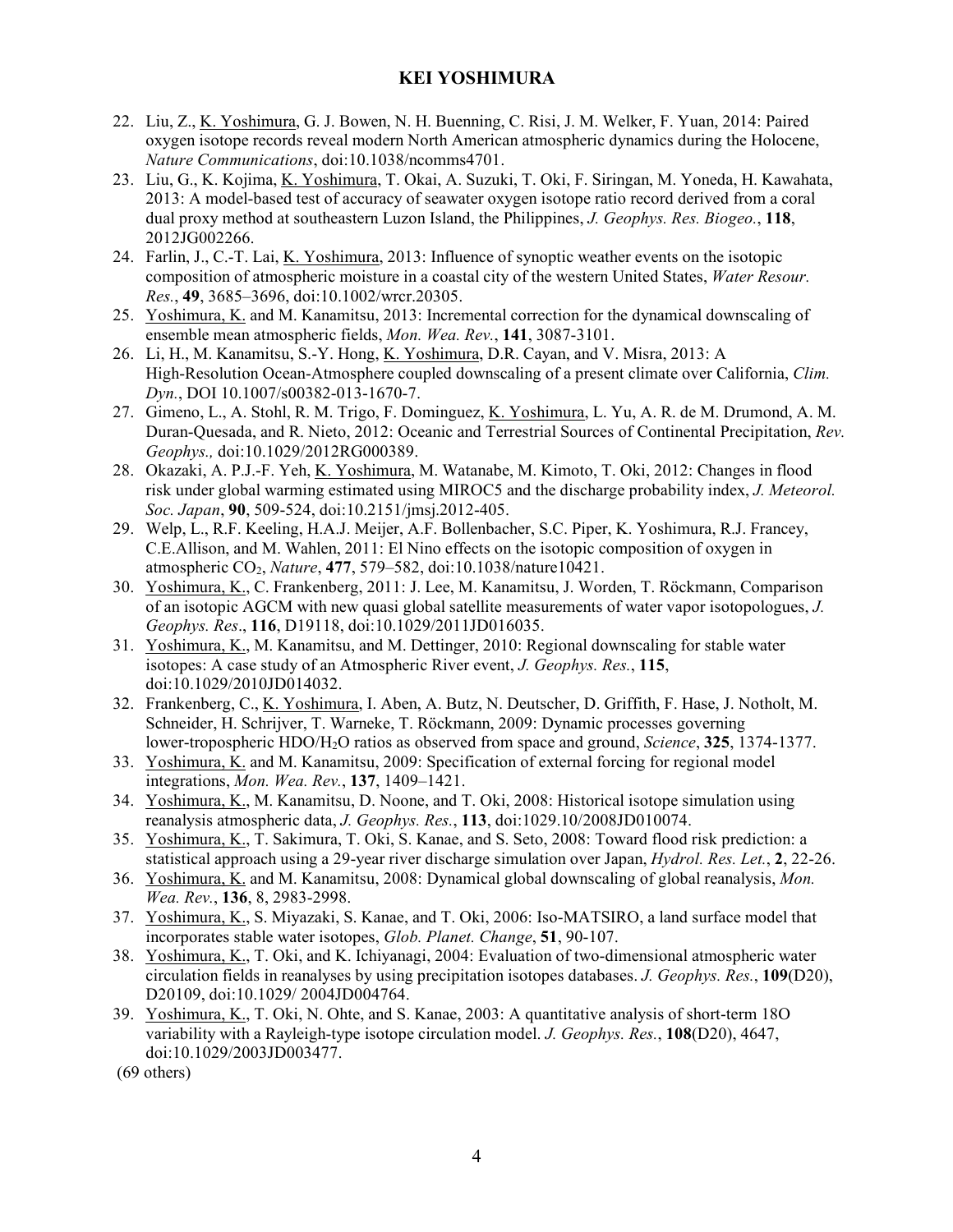22. Liu, Z., K. Yoshimura, G. J. Bowen, N. H. Buenning, C. Risi, J. M. Welker, F. Yuan, 2014: Paired oxygen isotope records reveal modern North American atmospheric dynamics during the Holocene, *Nature Communications*, doi:10.1038/ncomms4701.
23. Liu, G., K. Kojima, K. Yoshimura, T. Okai, A. Suzuki, T. Oki, F. Siringan, M. Yoneda, H. Kawahata, 2013: A model-based test of accuracy of seawater oxygen isotope ratio record derived from a coral dual proxy method at southeastern Luzon Island, the Philippines, *J. Geophys. Res. Biogeo.*, **118**, 2012JG002266.
24. Farlin, J., C.-T. Lai, K. Yoshimura, 2013: Influence of synoptic weather events on the isotopic composition of atmospheric moisture in a coastal city of the western United States, *Water Resour. Res.*, **49**, 3685–3696, doi:10.1002/wrcr.20305.
25. Yoshimura, K. and M. Kanamitsu, 2013: Incremental correction for the dynamical downscaling of ensemble mean atmospheric fields, *Mon. Wea. Rev.*, **141**, 3087-3101.
26. Li, H., M. Kanamitsu, S.-Y. Hong, K. Yoshimura, D.R. Cayan, and V. Misra, 2013: A High-Resolution Ocean-Atmosphere coupled downscaling of a present climate over California, *Clim. Dyn.*, DOI 10.1007/s00382-013-1670-7.
27. Gimeno, L., A. Stohl, R. M. Trigo, F. Dominguez, K. Yoshimura, L. Yu, A. R. de M. Drumond, A. M. Duran-Quesada, and R. Nieto, 2012: Oceanic and Terrestrial Sources of Continental Precipitation, *Rev. Geophys.,* doi:10.1029/2012RG000389.
28. Okazaki, A. P.J.-F. Yeh, K. Yoshimura, M. Watanabe, M. Kimoto, T. Oki, 2012: Changes in flood risk under global warming estimated using MIROC5 and the discharge probability index, *J. Meteorol. Soc. Japan*, **90**, 509-524, doi:10.2151/jmsj.2012-405.
29. Welp, L., R.F. Keeling, H.A.J. Meijer, A.F. Bollenbacher, S.C. Piper, K. Yoshimura, R.J. Francey, C.E.Allison, and M. Wahlen, 2011: El Nino effects on the isotopic composition of oxygen in atmospheric $CO_2$, *Nature*, **477**, 579–582, doi:10.1038/nature10421.
30. Yoshimura, K., C. Frankenberg, 2011: J. Lee, M. Kanamitsu, J. Worden, T. Röckmann, Comparison of an isotopic AGCM with new quasi global satellite measurements of water vapor isotopologues, *J. Geophys. Res*., **116**, D19118, doi:10.1029/2011JD016035.
31. Yoshimura, K., M. Kanamitsu, and M. Dettinger, 2010: Regional downscaling for stable water isotopes: A case study of an Atmospheric River event, *J. Geophys. Res.*, **115**, doi:10.1029/2010JD014032.
32. Frankenberg, C., K. Yoshimura, I. Aben, A. Butz, N. Deutscher, D. Griffith, F. Hase, J. Notholt, M. Schneider, H. Schrijver, T. Warneke, T. Röckmann, 2009: Dynamic processes governing lower-tropospheric $HDO/H_2O$ ratios as observed from space and ground, *Science*, **325**, 1374-1377.
33. Yoshimura, K. and M. Kanamitsu, 2009: Specification of external forcing for regional model integrations, *Mon. Wea. Rev.*, **137**, 1409–1421.
34. Yoshimura, K., M. Kanamitsu, D. Noone, and T. Oki, 2008: Historical isotope simulation using reanalysis atmospheric data, *J. Geophys. Res.*, **113**, doi:1029.10/2008JD010074.
35. Yoshimura, K., T. Sakimura, T. Oki, S. Kanae, and S. Seto, 2008: Toward flood risk prediction: a statistical approach using a 29-year river discharge simulation over Japan, *Hydrol. Res. Let.*, **2**, 22-26.
36. Yoshimura, K. and M. Kanamitsu, 2008: Dynamical global downscaling of global reanalysis, *Mon. Wea. Rev.*, **136**, 8, 2983-2998.
37. Yoshimura, K., S. Miyazaki, S. Kanae, and T. Oki, 2006: Iso-MATSIRO, a land surface model that incorporates stable water isotopes, *Glob. Planet. Change*, **51**, 90-107.
38. Yoshimura, K., T. Oki, and K. Ichiyanagi, 2004: Evaluation of two-dimensional atmospheric water circulation fields in reanalyses by using precipitation isotopes databases. *J. Geophys. Res.*, **109**(D20), D20109, doi:10.1029/ 2004JD004764.
39. Yoshimura, K., T. Oki, N. Ohte, and S. Kanae, 2003: A quantitative analysis of short-term 18O variability with a Rayleigh-type isotope circulation model. *J. Geophys. Res.*, **108**(D20), 4647, doi:10.1029/2003JD003477.

(69 others)